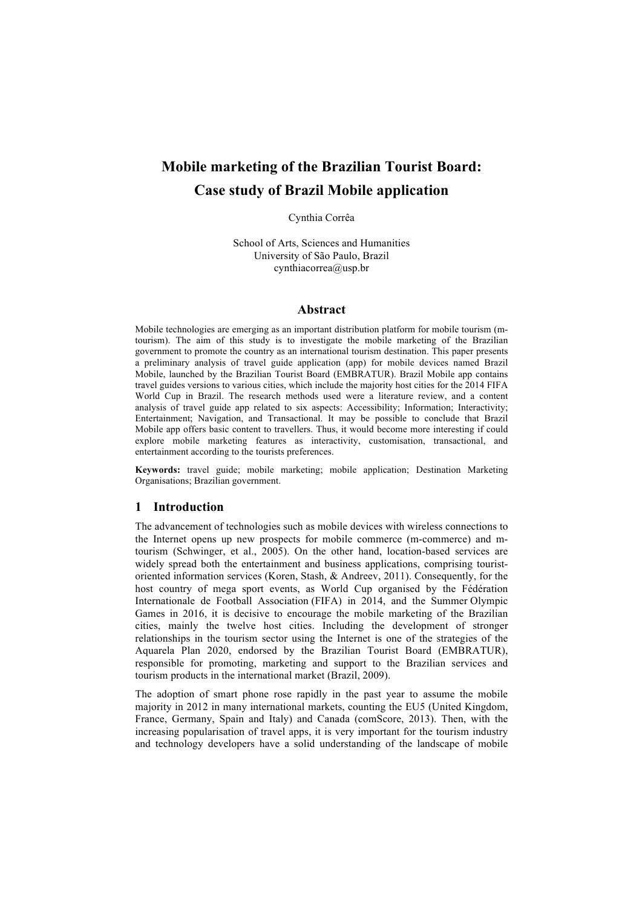# Mobile marketing of the Brazilian Tourist Board: Case study of Brazil Mobile application

Cynthia Corrêa

School of Arts, Sciences and Humanities
University of São Paulo, Brazil
cynthiacorrea@usp.br

## Abstract

Mobile technologies are emerging as an important distribution platform for mobile tourism (m-tourism). The aim of this study is to investigate the mobile marketing of the Brazilian government to promote the country as an international tourism destination. This paper presents a preliminary analysis of travel guide application (app) for mobile devices named Brazil Mobile, launched by the Brazilian Tourist Board (EMBRATUR). Brazil Mobile app contains travel guides versions to various cities, which include the majority host cities for the 2014 FIFA World Cup in Brazil. The research methods used were a literature review, and a content analysis of travel guide app related to six aspects: Accessibility; Information; Interactivity; Entertainment; Navigation, and Transactional. It may be possible to conclude that Brazil Mobile app offers basic content to travellers. Thus, it would become more interesting if could explore mobile marketing features as interactivity, customisation, transactional, and entertainment according to the tourists preferences.

**Keywords:** travel guide; mobile marketing; mobile application; Destination Marketing Organisations; Brazilian government.

## 1 Introduction

The advancement of technologies such as mobile devices with wireless connections to the Internet opens up new prospects for mobile commerce (m-commerce) and m-tourism (Schwinger, et al., 2005). On the other hand, location-based services are widely spread both the entertainment and business applications, comprising tourist-oriented information services (Koren, Stash, & Andreev, 2011). Consequently, for the host country of mega sport events, as World Cup organised by the Fédération Internationale de Football Association (FIFA) in 2014, and the Summer Olympic Games in 2016, it is decisive to encourage the mobile marketing of the Brazilian cities, mainly the twelve host cities. Including the development of stronger relationships in the tourism sector using the Internet is one of the strategies of the Aquarela Plan 2020, endorsed by the Brazilian Tourist Board (EMBRATUR), responsible for promoting, marketing and support to the Brazilian services and tourism products in the international market (Brazil, 2009).

The adoption of smart phone rose rapidly in the past year to assume the mobile majority in 2012 in many international markets, counting the EU5 (United Kingdom, France, Germany, Spain and Italy) and Canada (comScore, 2013). Then, with the increasing popularisation of travel apps, it is very important for the tourism industry and technology developers have a solid understanding of the landscape of mobile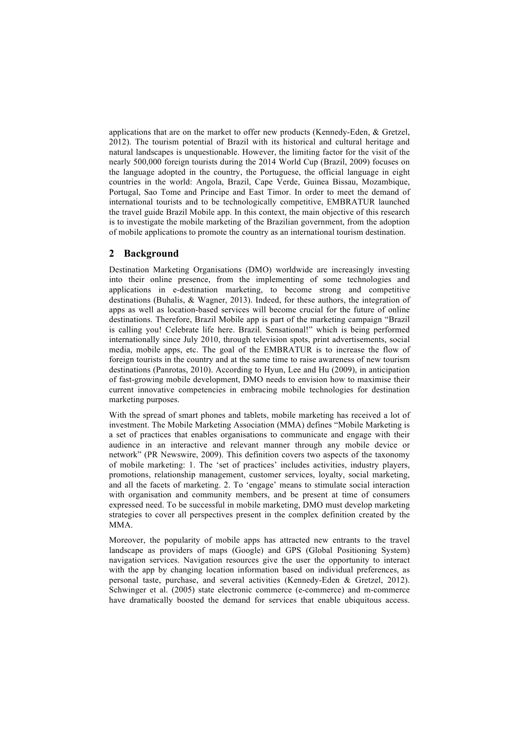applications that are on the market to offer new products (Kennedy-Eden, & Gretzel, 2012). The tourism potential of Brazil with its historical and cultural heritage and natural landscapes is unquestionable. However, the limiting factor for the visit of the nearly 500,000 foreign tourists during the 2014 World Cup (Brazil, 2009) focuses on the language adopted in the country, the Portuguese, the official language in eight countries in the world: Angola, Brazil, Cape Verde, Guinea Bissau, Mozambique, Portugal, Sao Tome and Principe and East Timor. In order to meet the demand of international tourists and to be technologically competitive, EMBRATUR launched the travel guide Brazil Mobile app. In this context, the main objective of this research is to investigate the mobile marketing of the Brazilian government, from the adoption of mobile applications to promote the country as an international tourism destination.

## 2 Background

Destination Marketing Organisations (DMO) worldwide are increasingly investing into their online presence, from the implementing of some technologies and applications in e-destination marketing, to become strong and competitive destinations (Buhalis, & Wagner, 2013). Indeed, for these authors, the integration of apps as well as location-based services will become crucial for the future of online destinations. Therefore, Brazil Mobile app is part of the marketing campaign "Brazil is calling you! Celebrate life here. Brazil. Sensational!" which is being performed internationally since July 2010, through television spots, print advertisements, social media, mobile apps, etc. The goal of the EMBRATUR is to increase the flow of foreign tourists in the country and at the same time to raise awareness of new tourism destinations (Panrotas, 2010). According to Hyun, Lee and Hu (2009), in anticipation of fast-growing mobile development, DMO needs to envision how to maximise their current innovative competencies in embracing mobile technologies for destination marketing purposes.

With the spread of smart phones and tablets, mobile marketing has received a lot of investment. The Mobile Marketing Association (MMA) defines "Mobile Marketing is a set of practices that enables organisations to communicate and engage with their audience in an interactive and relevant manner through any mobile device or network" (PR Newswire, 2009). This definition covers two aspects of the taxonomy of mobile marketing: 1. The 'set of practices' includes activities, industry players, promotions, relationship management, customer services, loyalty, social marketing, and all the facets of marketing. 2. To 'engage' means to stimulate social interaction with organisation and community members, and be present at time of consumers expressed need. To be successful in mobile marketing, DMO must develop marketing strategies to cover all perspectives present in the complex definition created by the MMA.

Moreover, the popularity of mobile apps has attracted new entrants to the travel landscape as providers of maps (Google) and GPS (Global Positioning System) navigation services. Navigation resources give the user the opportunity to interact with the app by changing location information based on individual preferences, as personal taste, purchase, and several activities (Kennedy-Eden & Gretzel, 2012). Schwinger et al. (2005) state electronic commerce (e-commerce) and m-commerce have dramatically boosted the demand for services that enable ubiquitous access.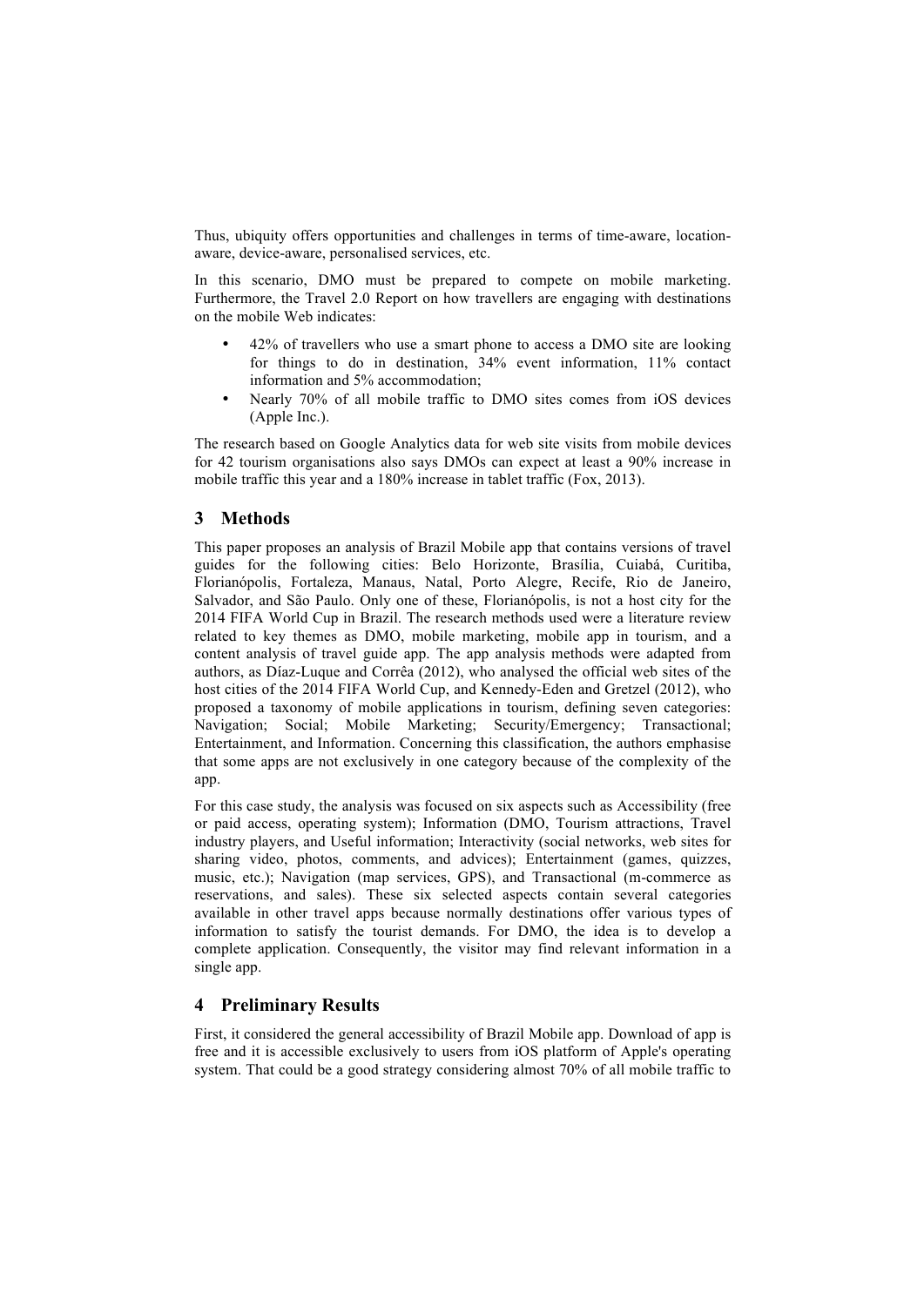Thus, ubiquity offers opportunities and challenges in terms of time-aware, location-aware, device-aware, personalised services, etc.

In this scenario, DMO must be prepared to compete on mobile marketing. Furthermore, the Travel 2.0 Report on how travellers are engaging with destinations on the mobile Web indicates:

- 42% of travellers who use a smart phone to access a DMO site are looking for things to do in destination, 34% event information, 11% contact information and 5% accommodation;
- Nearly 70% of all mobile traffic to DMO sites comes from iOS devices (Apple Inc.).

The research based on Google Analytics data for web site visits from mobile devices for 42 tourism organisations also says DMOs can expect at least a 90% increase in mobile traffic this year and a 180% increase in tablet traffic (Fox, 2013).

## 3 Methods

This paper proposes an analysis of Brazil Mobile app that contains versions of travel guides for the following cities: Belo Horizonte, Brasília, Cuiabá, Curitiba, Florianópolis, Fortaleza, Manaus, Natal, Porto Alegre, Recife, Rio de Janeiro, Salvador, and São Paulo. Only one of these, Florianópolis, is not a host city for the 2014 FIFA World Cup in Brazil. The research methods used were a literature review related to key themes as DMO, mobile marketing, mobile app in tourism, and a content analysis of travel guide app. The app analysis methods were adapted from authors, as Díaz-Luque and Corrêa (2012), who analysed the official web sites of the host cities of the 2014 FIFA World Cup, and Kennedy-Eden and Gretzel (2012), who proposed a taxonomy of mobile applications in tourism, defining seven categories: Navigation; Social; Mobile Marketing; Security/Emergency; Transactional; Entertainment, and Information. Concerning this classification, the authors emphasise that some apps are not exclusively in one category because of the complexity of the app.

For this case study, the analysis was focused on six aspects such as Accessibility (free or paid access, operating system); Information (DMO, Tourism attractions, Travel industry players, and Useful information; Interactivity (social networks, web sites for sharing video, photos, comments, and advices); Entertainment (games, quizzes, music, etc.); Navigation (map services, GPS), and Transactional (m-commerce as reservations, and sales). These six selected aspects contain several categories available in other travel apps because normally destinations offer various types of information to satisfy the tourist demands. For DMO, the idea is to develop a complete application. Consequently, the visitor may find relevant information in a single app.

## 4 Preliminary Results

First, it considered the general accessibility of Brazil Mobile app. Download of app is free and it is accessible exclusively to users from iOS platform of Apple's operating system. That could be a good strategy considering almost 70% of all mobile traffic to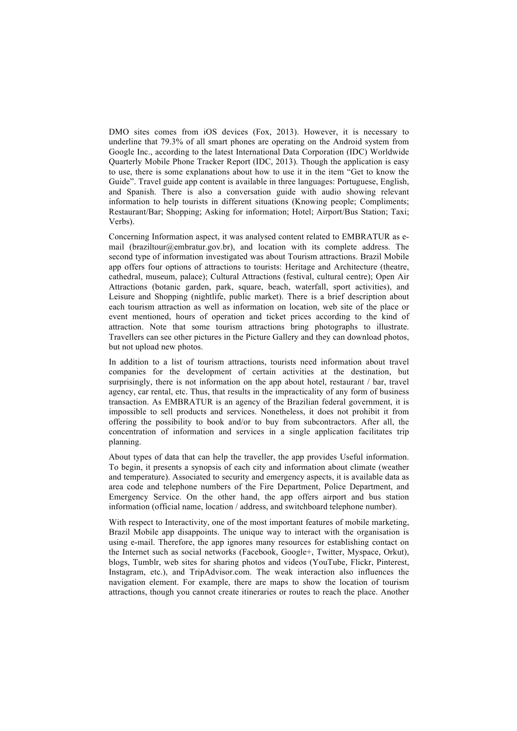DMO sites comes from iOS devices (Fox, 2013). However, it is necessary to underline that 79.3% of all smart phones are operating on the Android system from Google Inc., according to the latest International Data Corporation (IDC) Worldwide Quarterly Mobile Phone Tracker Report (IDC, 2013). Though the application is easy to use, there is some explanations about how to use it in the item "Get to know the Guide". Travel guide app content is available in three languages: Portuguese, English, and Spanish. There is also a conversation guide with audio showing relevant information to help tourists in different situations (Knowing people; Compliments; Restaurant/Bar; Shopping; Asking for information; Hotel; Airport/Bus Station; Taxi; Verbs).

Concerning Information aspect, it was analysed content related to EMBRATUR as e-mail (braziltour@embratur.gov.br), and location with its complete address. The second type of information investigated was about Tourism attractions. Brazil Mobile app offers four options of attractions to tourists: Heritage and Architecture (theatre, cathedral, museum, palace); Cultural Attractions (festival, cultural centre); Open Air Attractions (botanic garden, park, square, beach, waterfall, sport activities), and Leisure and Shopping (nightlife, public market). There is a brief description about each tourism attraction as well as information on location, web site of the place or event mentioned, hours of operation and ticket prices according to the kind of attraction. Note that some tourism attractions bring photographs to illustrate. Travellers can see other pictures in the Picture Gallery and they can download photos, but not upload new photos.

In addition to a list of tourism attractions, tourists need information about travel companies for the development of certain activities at the destination, but surprisingly, there is not information on the app about hotel, restaurant / bar, travel agency, car rental, etc. Thus, that results in the impracticality of any form of business transaction. As EMBRATUR is an agency of the Brazilian federal government, it is impossible to sell products and services. Nonetheless, it does not prohibit it from offering the possibility to book and/or to buy from subcontractors. After all, the concentration of information and services in a single application facilitates trip planning.

About types of data that can help the traveller, the app provides Useful information. To begin, it presents a synopsis of each city and information about climate (weather and temperature). Associated to security and emergency aspects, it is available data as area code and telephone numbers of the Fire Department, Police Department, and Emergency Service. On the other hand, the app offers airport and bus station information (official name, location / address, and switchboard telephone number).

With respect to Interactivity, one of the most important features of mobile marketing, Brazil Mobile app disappoints. The unique way to interact with the organisation is using e-mail. Therefore, the app ignores many resources for establishing contact on the Internet such as social networks (Facebook, Google+, Twitter, Myspace, Orkut), blogs, Tumblr, web sites for sharing photos and videos (YouTube, Flickr, Pinterest, Instagram, etc.), and TripAdvisor.com. The weak interaction also influences the navigation element. For example, there are maps to show the location of tourism attractions, though you cannot create itineraries or routes to reach the place. Another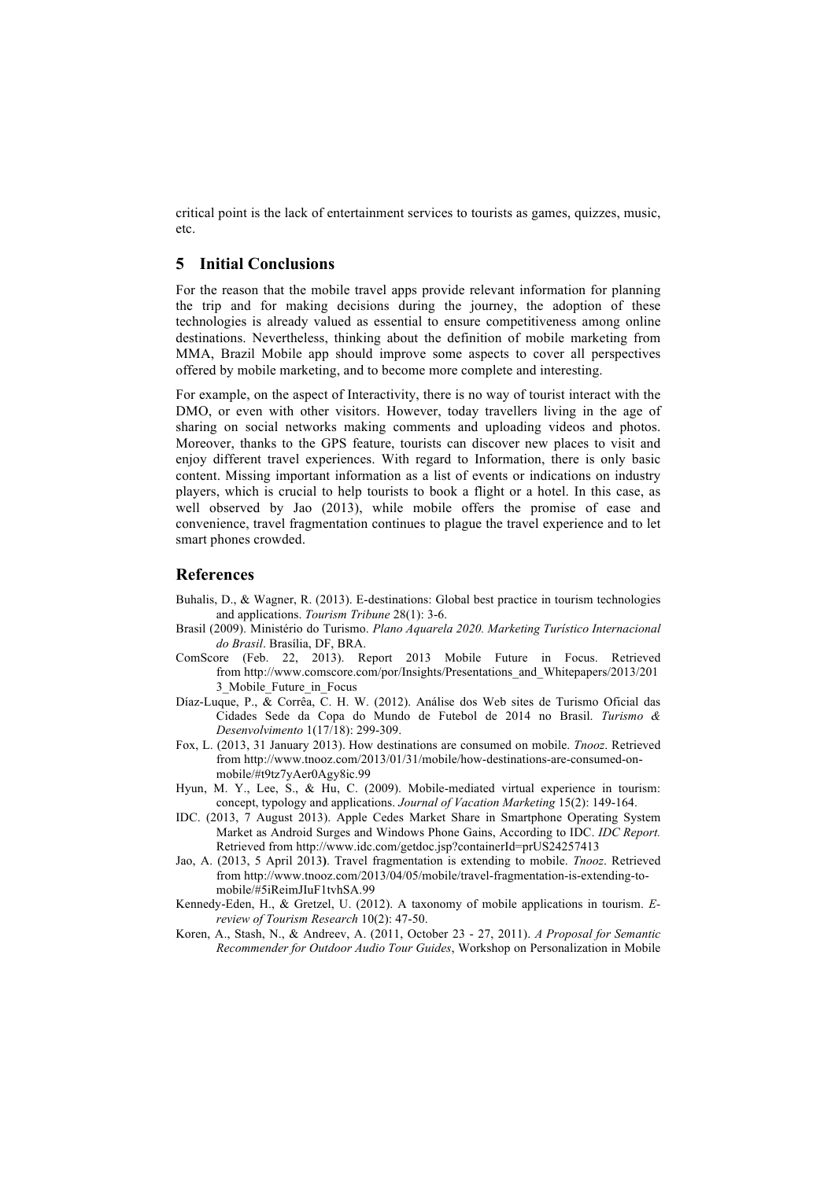critical point is the lack of entertainment services to tourists as games, quizzes, music, etc.

## 5 Initial Conclusions

For the reason that the mobile travel apps provide relevant information for planning the trip and for making decisions during the journey, the adoption of these technologies is already valued as essential to ensure competitiveness among online destinations. Nevertheless, thinking about the definition of mobile marketing from MMA, Brazil Mobile app should improve some aspects to cover all perspectives offered by mobile marketing, and to become more complete and interesting.

For example, on the aspect of Interactivity, there is no way of tourist interact with the DMO, or even with other visitors. However, today travellers living in the age of sharing on social networks making comments and uploading videos and photos. Moreover, thanks to the GPS feature, tourists can discover new places to visit and enjoy different travel experiences. With regard to Information, there is only basic content. Missing important information as a list of events or indications on industry players, which is crucial to help tourists to book a flight or a hotel. In this case, as well observed by Jao (2013), while mobile offers the promise of ease and convenience, travel fragmentation continues to plague the travel experience and to let smart phones crowded.

## References

Buhalis, D., & Wagner, R. (2013). E-destinations: Global best practice in tourism technologies and applications. *Tourism Tribune* 28(1): 3-6.

Brasil (2009). Ministério do Turismo. *Plano Aquarela 2020. Marketing Turístico Internacional do Brasil*. Brasília, DF, BRA.

ComScore (Feb. 22, 2013). Report 2013 Mobile Future in Focus. Retrieved from http://www.comscore.com/por/Insights/Presentations_and_Whitepapers/2013/2013_Mobile_Future_in_Focus

Díaz-Luque, P., & Corrêa, C. H. W. (2012). Análise dos Web sites de Turismo Oficial das Cidades Sede da Copa do Mundo de Futebol de 2014 no Brasil. *Turismo & Desenvolvimento* 1(17/18): 299-309.

Fox, L. (2013, 31 January 2013). How destinations are consumed on mobile. *Tnooz*. Retrieved from http://www.tnooz.com/2013/01/31/mobile/how-destinations-are-consumed-on-mobile/#t9tz7yAer0Agy8ic.99

Hyun, M. Y., Lee, S., & Hu, C. (2009). Mobile-mediated virtual experience in tourism: concept, typology and applications. *Journal of Vacation Marketing* 15(2): 149-164.

IDC. (2013, 7 August 2013). Apple Cedes Market Share in Smartphone Operating System Market as Android Surges and Windows Phone Gains, According to IDC. *IDC Report.* Retrieved from http://www.idc.com/getdoc.jsp?containerId=prUS24257413

Jao, A. (2013, 5 April 2013). Travel fragmentation is extending to mobile. *Tnooz*. Retrieved from http://www.tnooz.com/2013/04/05/mobile/travel-fragmentation-is-extending-to-mobile/#5iReimJIuF1tvhSA.99

Kennedy-Eden, H., & Gretzel, U. (2012). A taxonomy of mobile applications in tourism. *E-review of Tourism Research* 10(2): 47-50.

Koren, A., Stash, N., & Andreev, A. (2011, October 23 - 27, 2011). *A Proposal for Semantic Recommender for Outdoor Audio Tour Guides*, Workshop on Personalization in Mobile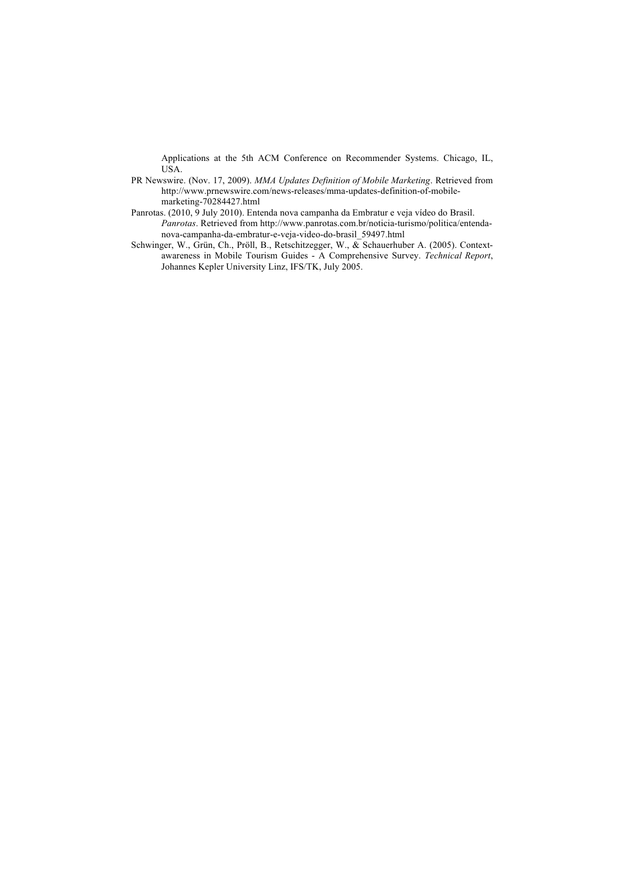Applications at the 5th ACM Conference on Recommender Systems. Chicago, IL, USA.

PR Newswire. (Nov. 17, 2009). *MMA Updates Definition of Mobile Marketing*. Retrieved from http://www.prnewswire.com/news-releases/mma-updates-definition-of-mobile-marketing-70284427.html

Panrotas. (2010, 9 July 2010). Entenda nova campanha da Embratur e veja vídeo do Brasil. *Panrotas*. Retrieved from http://www.panrotas.com.br/noticia-turismo/politica/entenda-nova-campanha-da-embratur-e-veja-video-do-brasil_59497.html

Schwinger, W., Grün, Ch., Pröll, B., Retschitzegger, W., & Schauerhuber A. (2005). Context-awareness in Mobile Tourism Guides - A Comprehensive Survey. *Technical Report*, Johannes Kepler University Linz, IFS/TK, July 2005.